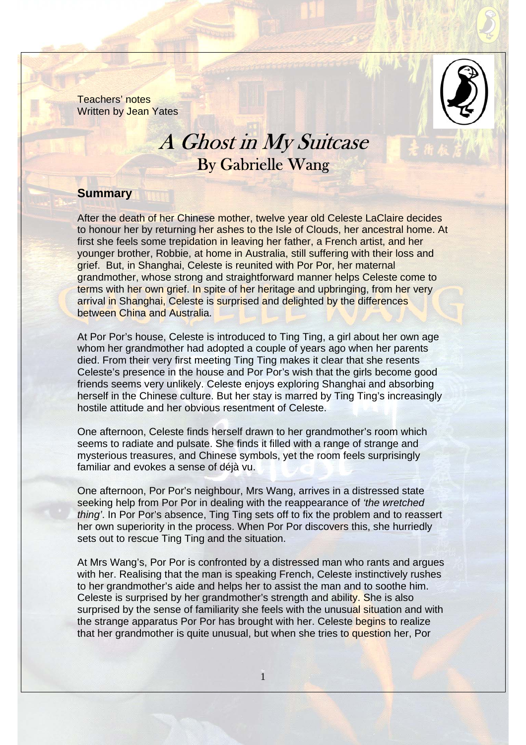Teachers' notes
Written by Jean Yates

# *A Ghost in My Suitcase*
## By Gabrielle Wang

### Summary

After the death of her Chinese mother, twelve year old Celeste LaClaire decides to honour her by returning her ashes to the Isle of Clouds, her ancestral home. At first she feels some trepidation in leaving her father, a French artist, and her younger brother, Robbie, at home in Australia, still suffering with their loss and grief. But, in Shanghai, Celeste is reunited with Por Por, her maternal grandmother, whose strong and straightforward manner helps Celeste come to terms with her own grief. In spite of her heritage and upbringing, from her very arrival in Shanghai, Celeste is surprised and delighted by the differences between China and Australia.

At Por Por's house, Celeste is introduced to Ting Ting, a girl about her own age whom her grandmother had adopted a couple of years ago when her parents died. From their very first meeting Ting Ting makes it clear that she resents Celeste's presence in the house and Por Por's wish that the girls become good friends seems very unlikely. Celeste enjoys exploring Shanghai and absorbing herself in the Chinese culture. But her stay is marred by Ting Ting's increasingly hostile attitude and her obvious resentment of Celeste.

One afternoon, Celeste finds herself drawn to her grandmother's room which seems to radiate and pulsate. She finds it filled with a range of strange and mysterious treasures, and Chinese symbols, yet the room feels surprisingly familiar and evokes a sense of déjà vu.

One afternoon, Por Por's neighbour, Mrs Wang, arrives in a distressed state seeking help from Por Por in dealing with the reappearance of *'the wretched thing'*. In Por Por's absence, Ting Ting sets off to fix the problem and to reassert her own superiority in the process. When Por Por discovers this, she hurriedly sets out to rescue Ting Ting and the situation.

At Mrs Wang's, Por Por is confronted by a distressed man who rants and argues with her. Realising that the man is speaking French, Celeste instinctively rushes to her grandmother's aide and helps her to assist the man and to soothe him. Celeste is surprised by her grandmother's strength and ability. She is also surprised by the sense of familiarity she feels with the unusual situation and with the strange apparatus Por Por has brought with her. Celeste begins to realize that her grandmother is quite unusual, but when she tries to question her, Por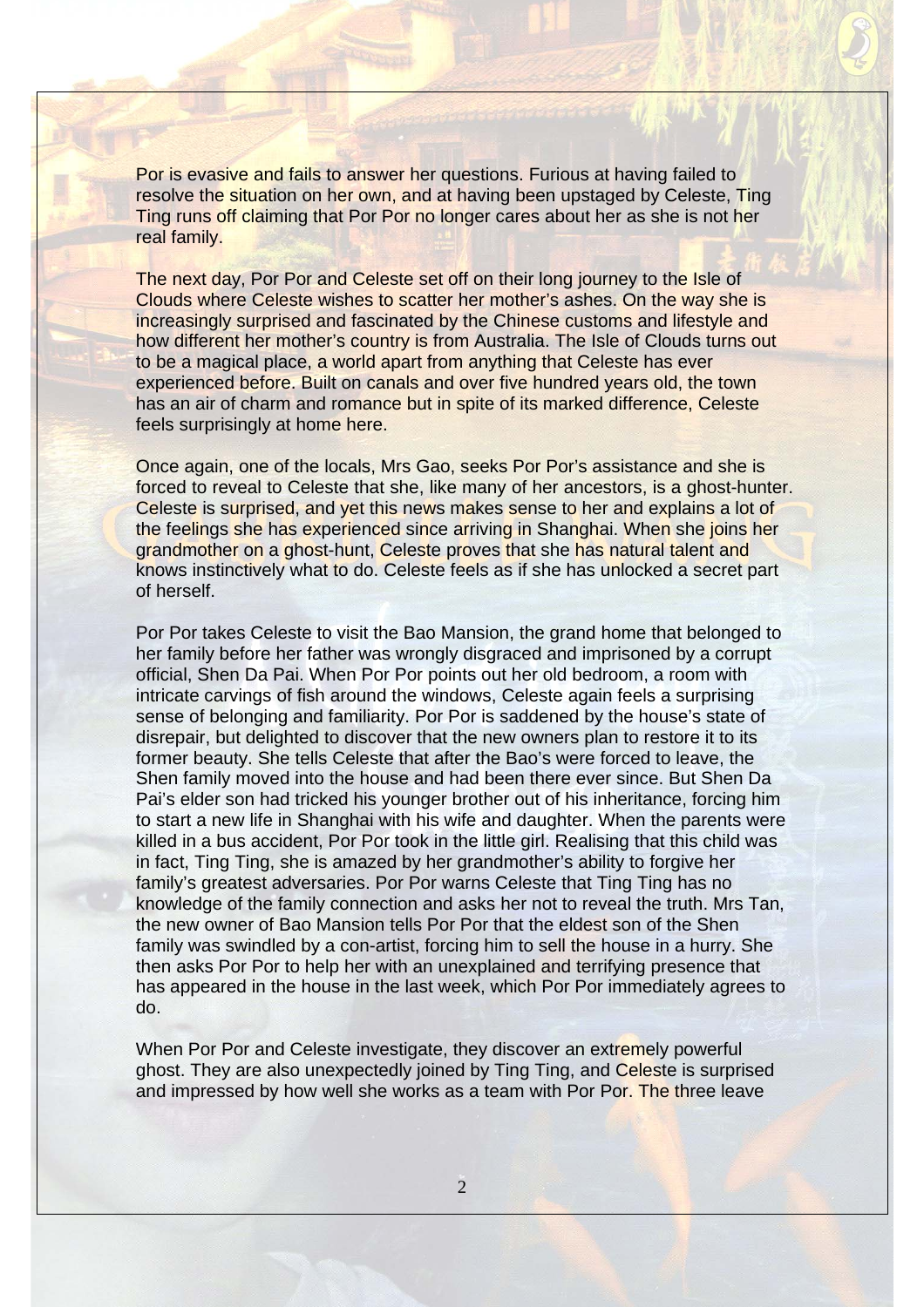Por is evasive and fails to answer her questions. Furious at having failed to resolve the situation on her own, and at having been upstaged by Celeste, Ting Ting runs off claiming that Por Por no longer cares about her as she is not her real family.

The next day, Por Por and Celeste set off on their long journey to the Isle of Clouds where Celeste wishes to scatter her mother's ashes. On the way she is increasingly surprised and fascinated by the Chinese customs and lifestyle and how different her mother's country is from Australia. The Isle of Clouds turns out to be a magical place, a world apart from anything that Celeste has ever experienced before. Built on canals and over five hundred years old, the town has an air of charm and romance but in spite of its marked difference, Celeste feels surprisingly at home here.

Once again, one of the locals, Mrs Gao, seeks Por Por's assistance and she is forced to reveal to Celeste that she, like many of her ancestors, is a ghost-hunter. Celeste is surprised, and yet this news makes sense to her and explains a lot of the feelings she has experienced since arriving in Shanghai. When she joins her grandmother on a ghost-hunt, Celeste proves that she has natural talent and knows instinctively what to do. Celeste feels as if she has unlocked a secret part of herself.

Por Por takes Celeste to visit the Bao Mansion, the grand home that belonged to her family before her father was wrongly disgraced and imprisoned by a corrupt official, Shen Da Pai. When Por Por points out her old bedroom, a room with intricate carvings of fish around the windows, Celeste again feels a surprising sense of belonging and familiarity. Por Por is saddened by the house's state of disrepair, but delighted to discover that the new owners plan to restore it to its former beauty. She tells Celeste that after the Bao's were forced to leave, the Shen family moved into the house and had been there ever since. But Shen Da Pai's elder son had tricked his younger brother out of his inheritance, forcing him to start a new life in Shanghai with his wife and daughter. When the parents were killed in a bus accident, Por Por took in the little girl. Realising that this child was in fact, Ting Ting, she is amazed by her grandmother's ability to forgive her family's greatest adversaries. Por Por warns Celeste that Ting Ting has no knowledge of the family connection and asks her not to reveal the truth. Mrs Tan, the new owner of Bao Mansion tells Por Por that the eldest son of the Shen family was swindled by a con-artist, forcing him to sell the house in a hurry. She then asks Por Por to help her with an unexplained and terrifying presence that has appeared in the house in the last week, which Por Por immediately agrees to do.

When Por Por and Celeste investigate, they discover an extremely powerful ghost. They are also unexpectedly joined by Ting Ting, and Celeste is surprised and impressed by how well she works as a team with Por Por. The three leave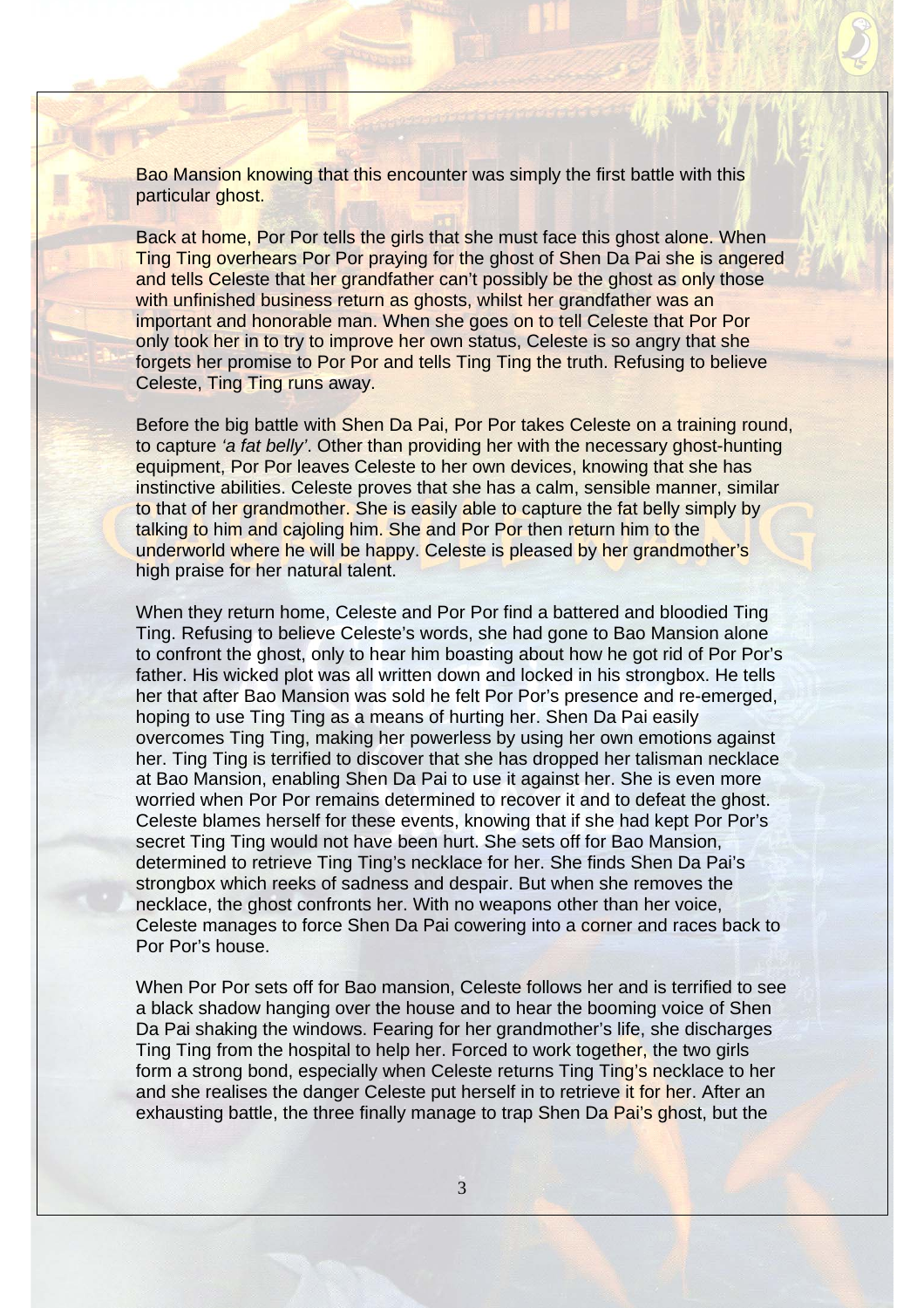Bao Mansion knowing that this encounter was simply the first battle with this particular ghost.

Back at home, Por Por tells the girls that she must face this ghost alone. When Ting Ting overhears Por Por praying for the ghost of Shen Da Pai she is angered and tells Celeste that her grandfather can't possibly be the ghost as only those with unfinished business return as ghosts, whilst her grandfather was an important and honorable man. When she goes on to tell Celeste that Por Por only took her in to try to improve her own status, Celeste is so angry that she forgets her promise to Por Por and tells Ting Ting the truth. Refusing to believe Celeste, Ting Ting runs away.

Before the big battle with Shen Da Pai, Por Por takes Celeste on a training round, to capture *'a fat belly'*. Other than providing her with the necessary ghost-hunting equipment, Por Por leaves Celeste to her own devices, knowing that she has instinctive abilities. Celeste proves that she has a calm, sensible manner, similar to that of her grandmother. She is easily able to capture the fat belly simply by talking to him and cajoling him. She and Por Por then return him to the underworld where he will be happy. Celeste is pleased by her grandmother's high praise for her natural talent.

When they return home, Celeste and Por Por find a battered and bloodied Ting Ting. Refusing to believe Celeste's words, she had gone to Bao Mansion alone to confront the ghost, only to hear him boasting about how he got rid of Por Por's father. His wicked plot was all written down and locked in his strongbox. He tells her that after Bao Mansion was sold he felt Por Por's presence and re-emerged, hoping to use Ting Ting as a means of hurting her. Shen Da Pai easily overcomes Ting Ting, making her powerless by using her own emotions against her. Ting Ting is terrified to discover that she has dropped her talisman necklace at Bao Mansion, enabling Shen Da Pai to use it against her. She is even more worried when Por Por remains determined to recover it and to defeat the ghost. Celeste blames herself for these events, knowing that if she had kept Por Por's secret Ting Ting would not have been hurt. She sets off for Bao Mansion, determined to retrieve Ting Ting's necklace for her. She finds Shen Da Pai's strongbox which reeks of sadness and despair. But when she removes the necklace, the ghost confronts her. With no weapons other than her voice, Celeste manages to force Shen Da Pai cowering into a corner and races back to Por Por's house.

When Por Por sets off for Bao mansion, Celeste follows her and is terrified to see a black shadow hanging over the house and to hear the booming voice of Shen Da Pai shaking the windows. Fearing for her grandmother's life, she discharges Ting Ting from the hospital to help her. Forced to work together, the two girls form a strong bond, especially when Celeste returns Ting Ting's necklace to her and she realises the danger Celeste put herself in to retrieve it for her. After an exhausting battle, the three finally manage to trap Shen Da Pai's ghost, but the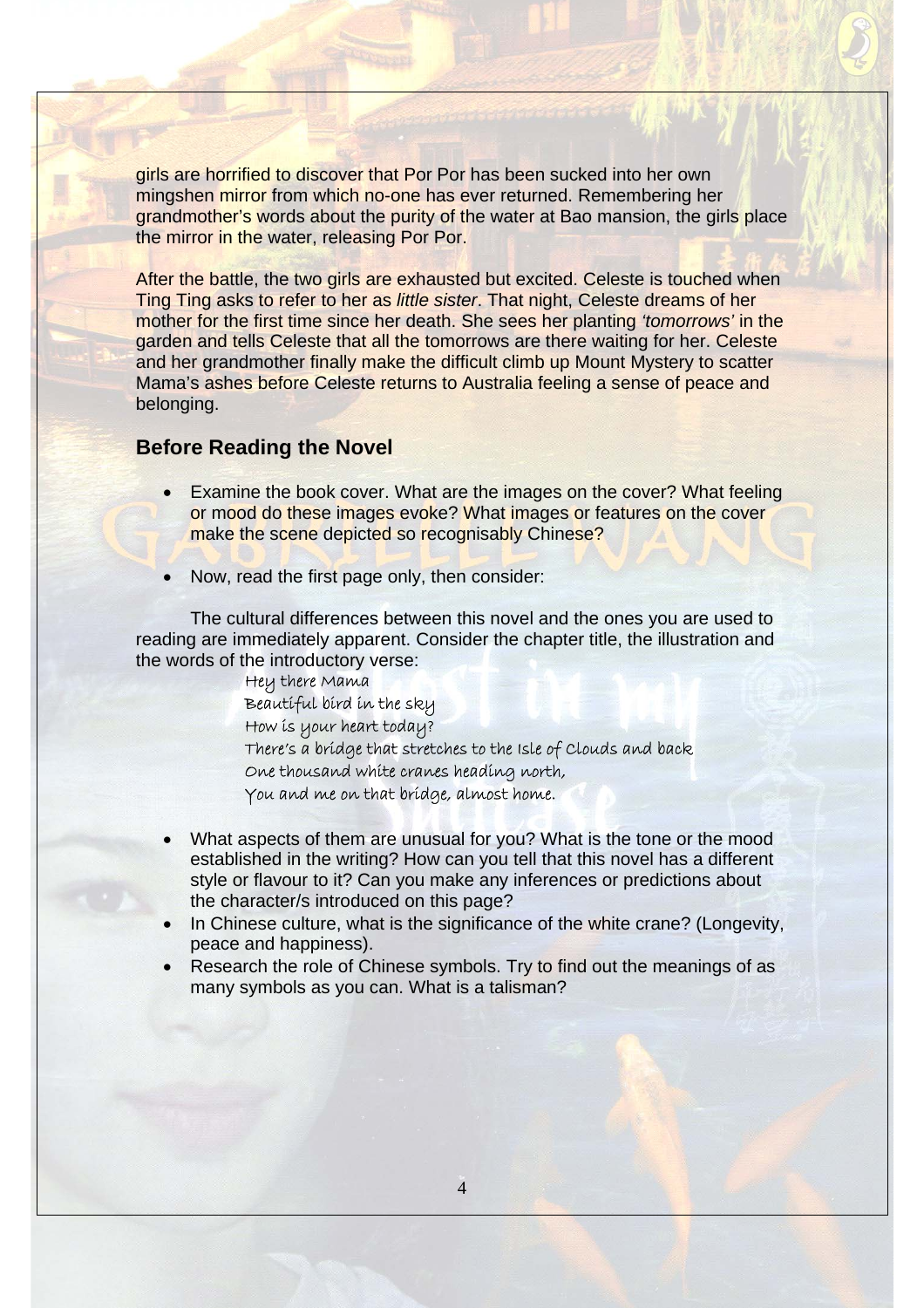girls are horrified to discover that Por Por has been sucked into her own mingshen mirror from which no-one has ever returned. Remembering her grandmother's words about the purity of the water at Bao mansion, the girls place the mirror in the water, releasing Por Por.

After the battle, the two girls are exhausted but excited. Celeste is touched when Ting Ting asks to refer to her as *little sister*. That night, Celeste dreams of her mother for the first time since her death. She sees her planting *'tomorrows'* in the garden and tells Celeste that all the tomorrows are there waiting for her. Celeste and her grandmother finally make the difficult climb up Mount Mystery to scatter Mama's ashes before Celeste returns to Australia feeling a sense of peace and belonging.

## Before Reading the Novel

- Examine the book cover. What are the images on the cover? What feeling or mood do these images evoke? What images or features on the cover make the scene depicted so recognisably Chinese?

- Now, read the first page only, then consider:

The cultural differences between this novel and the ones you are used to reading are immediately apparent. Consider the chapter title, the illustration and the words of the introductory verse:

Hey there Mama
Beautiful bird in the sky
How is your heart today?
There's a bridge that stretches to the Isle of Clouds and back
One thousand white cranes heading north,
You and me on that bridge, almost home.

- What aspects of them are unusual for you? What is the tone or the mood established in the writing? How can you tell that this novel has a different style or flavour to it? Can you make any inferences or predictions about the character/s introduced on this page?
- In Chinese culture, what is the significance of the white crane? (Longevity, peace and happiness).
- Research the role of Chinese symbols. Try to find out the meanings of as many symbols as you can. What is a talisman?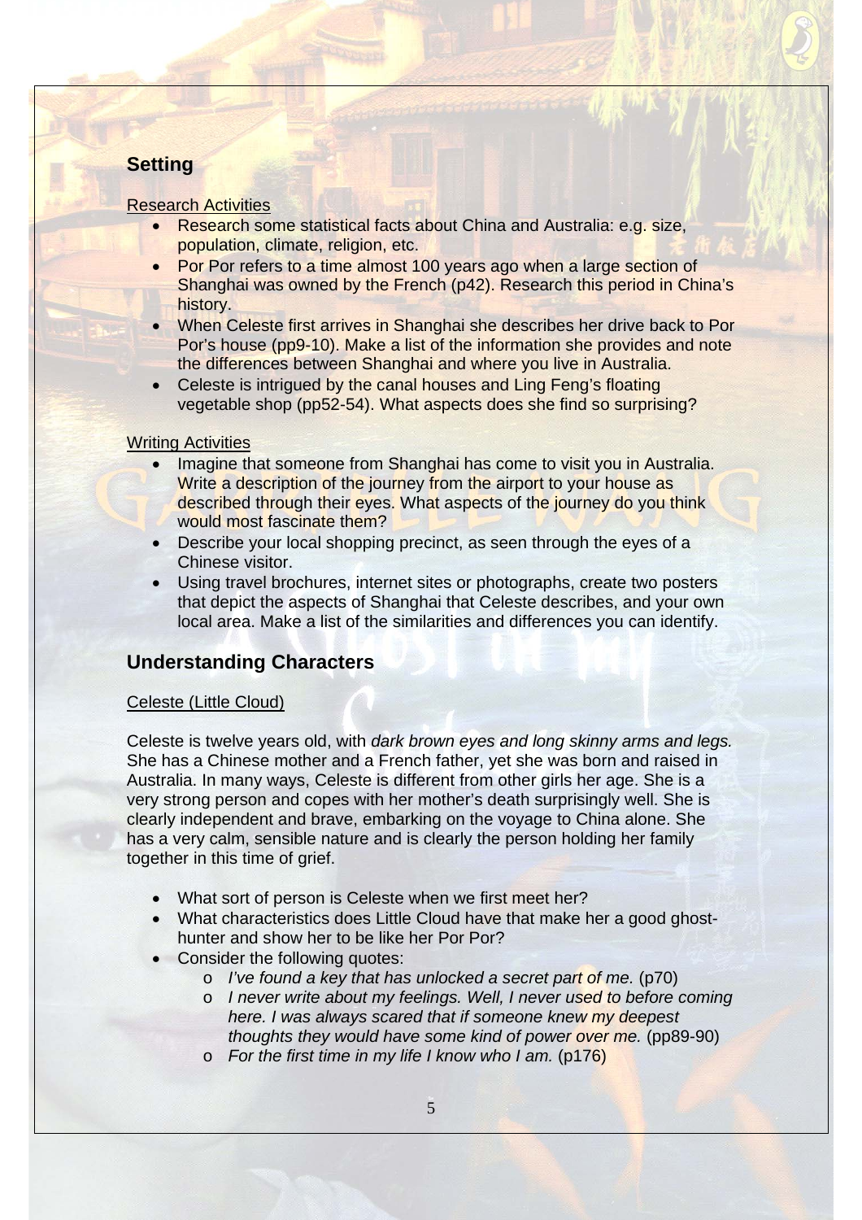## Setting

Research Activities

- Research some statistical facts about China and Australia: e.g. size, population, climate, religion, etc.
- Por Por refers to a time almost 100 years ago when a large section of Shanghai was owned by the French (p42). Research this period in China's history.
- When Celeste first arrives in Shanghai she describes her drive back to Por Por's house (pp9-10). Make a list of the information she provides and note the differences between Shanghai and where you live in Australia.
- Celeste is intrigued by the canal houses and Ling Feng's floating vegetable shop (pp52-54). What aspects does she find so surprising?

Writing Activities

- Imagine that someone from Shanghai has come to visit you in Australia. Write a description of the journey from the airport to your house as described through their eyes. What aspects of the journey do you think would most fascinate them?
- Describe your local shopping precinct, as seen through the eyes of a Chinese visitor.
- Using travel brochures, internet sites or photographs, create two posters that depict the aspects of Shanghai that Celeste describes, and your own local area. Make a list of the similarities and differences you can identify.

## Understanding Characters

Celeste (Little Cloud)

Celeste is twelve years old, with *dark brown eyes and long skinny arms and legs.* She has a Chinese mother and a French father, yet she was born and raised in Australia. In many ways, Celeste is different from other girls her age. She is a very strong person and copes with her mother's death surprisingly well. She is clearly independent and brave, embarking on the voyage to China alone. She has a very calm, sensible nature and is clearly the person holding her family together in this time of grief.

- What sort of person is Celeste when we first meet her?
- What characteristics does Little Cloud have that make her a good ghost-hunter and show her to be like her Por Por?
- Consider the following quotes:
  - *I've found a key that has unlocked a secret part of me.* (p70)
  - *I never write about my feelings. Well, I never used to before coming here. I was always scared that if someone knew my deepest thoughts they would have some kind of power over me.* (pp89-90)
  - *For the first time in my life I know who I am.* (p176)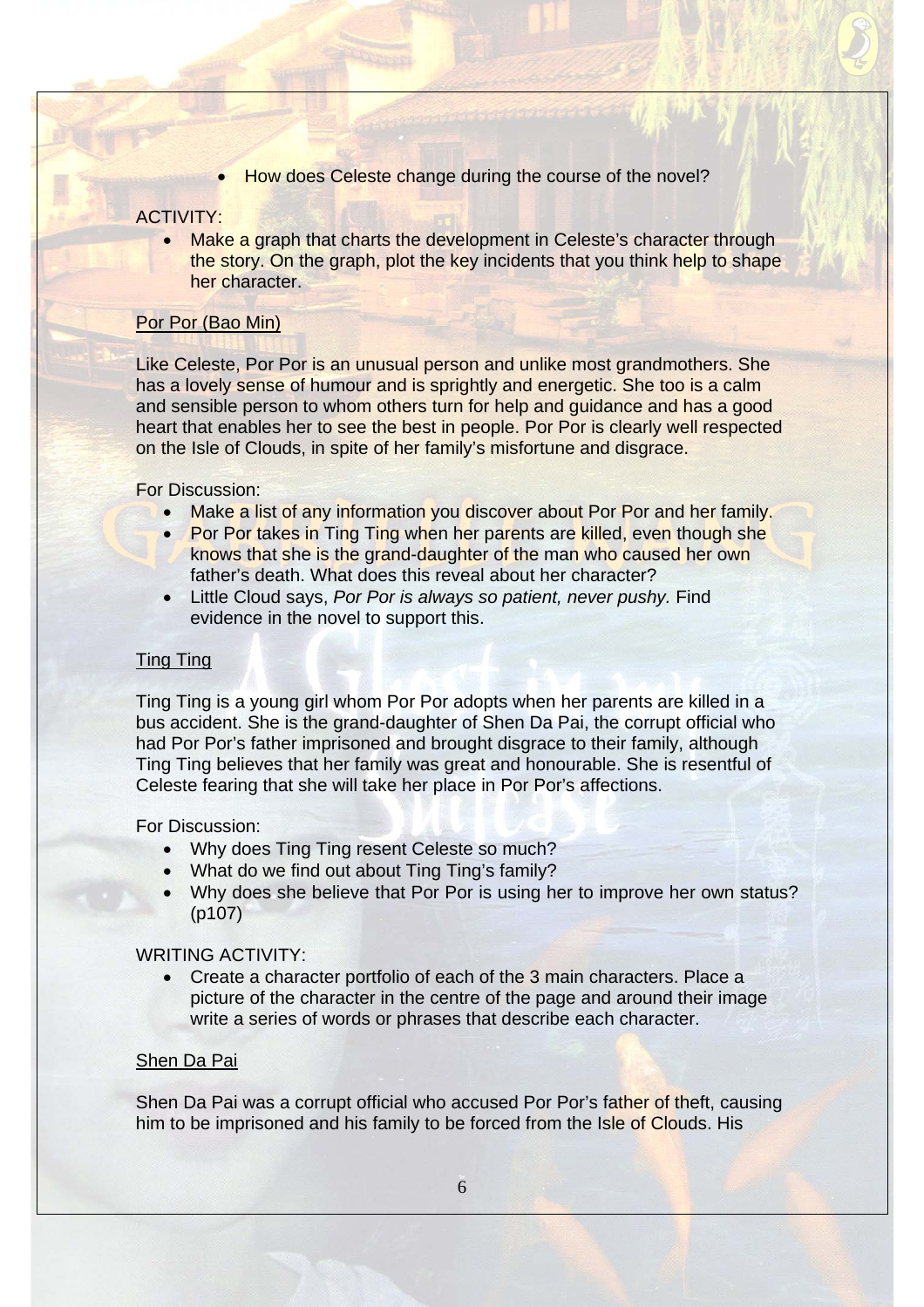- How does Celeste change during the course of the novel?

ACTIVITY:

- Make a graph that charts the development in Celeste's character through the story. On the graph, plot the key incidents that you think help to shape her character.

Por Por (Bao Min)

Like Celeste, Por Por is an unusual person and unlike most grandmothers. She has a lovely sense of humour and is sprightly and energetic. She too is a calm and sensible person to whom others turn for help and guidance and has a good heart that enables her to see the best in people. Por Por is clearly well respected on the Isle of Clouds, in spite of her family's misfortune and disgrace.

For Discussion:

- Make a list of any information you discover about Por Por and her family.
- Por Por takes in Ting Ting when her parents are killed, even though she knows that she is the grand-daughter of the man who caused her own father's death. What does this reveal about her character?
- Little Cloud says, *Por Por is always so patient, never pushy.* Find evidence in the novel to support this.

Ting Ting

Ting Ting is a young girl whom Por Por adopts when her parents are killed in a bus accident. She is the grand-daughter of Shen Da Pai, the corrupt official who had Por Por's father imprisoned and brought disgrace to their family, although Ting Ting believes that her family was great and honourable. She is resentful of Celeste fearing that she will take her place in Por Por's affections.

For Discussion:

- Why does Ting Ting resent Celeste so much?
- What do we find out about Ting Ting's family?
- Why does she believe that Por Por is using her to improve her own status? (p107)

WRITING ACTIVITY:

- Create a character portfolio of each of the 3 main characters. Place a picture of the character in the centre of the page and around their image write a series of words or phrases that describe each character.

Shen Da Pai

Shen Da Pai was a corrupt official who accused Por Por's father of theft, causing him to be imprisoned and his family to be forced from the Isle of Clouds. His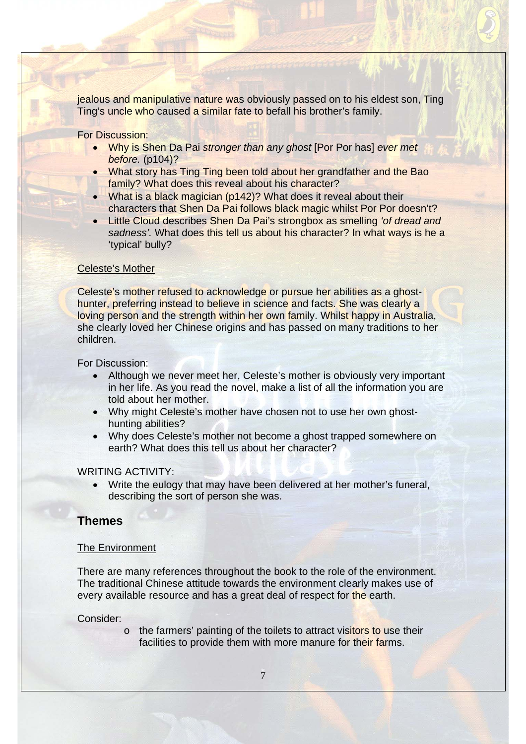jealous and manipulative nature was obviously passed on to his eldest son, Ting Ting's uncle who caused a similar fate to befall his brother's family.

For Discussion:

- Why is Shen Da Pai *stronger than any ghost* [Por Por has] *ever met before.* (p104)?
- What story has Ting Ting been told about her grandfather and the Bao family? What does this reveal about his character?
- What is a black magician (p142)? What does it reveal about their characters that Shen Da Pai follows black magic whilst Por Por doesn't?
- Little Cloud describes Shen Da Pai's strongbox as smelling *'of dread and sadness'.* What does this tell us about his character? In what ways is he a 'typical' bully?

Celeste's Mother

Celeste's mother refused to acknowledge or pursue her abilities as a ghost-hunter, preferring instead to believe in science and facts. She was clearly a loving person and the strength within her own family. Whilst happy in Australia, she clearly loved her Chinese origins and has passed on many traditions to her children.

For Discussion:

- Although we never meet her, Celeste's mother is obviously very important in her life. As you read the novel, make a list of all the information you are told about her mother.
- Why might Celeste's mother have chosen not to use her own ghost-hunting abilities?
- Why does Celeste's mother not become a ghost trapped somewhere on earth? What does this tell us about her character?

WRITING ACTIVITY:

- Write the eulogy that may have been delivered at her mother's funeral, describing the sort of person she was.

## Themes

The Environment

There are many references throughout the book to the role of the environment. The traditional Chinese attitude towards the environment clearly makes use of every available resource and has a great deal of respect for the earth.

Consider:

- the farmers' painting of the toilets to attract visitors to use their facilities to provide them with more manure for their farms.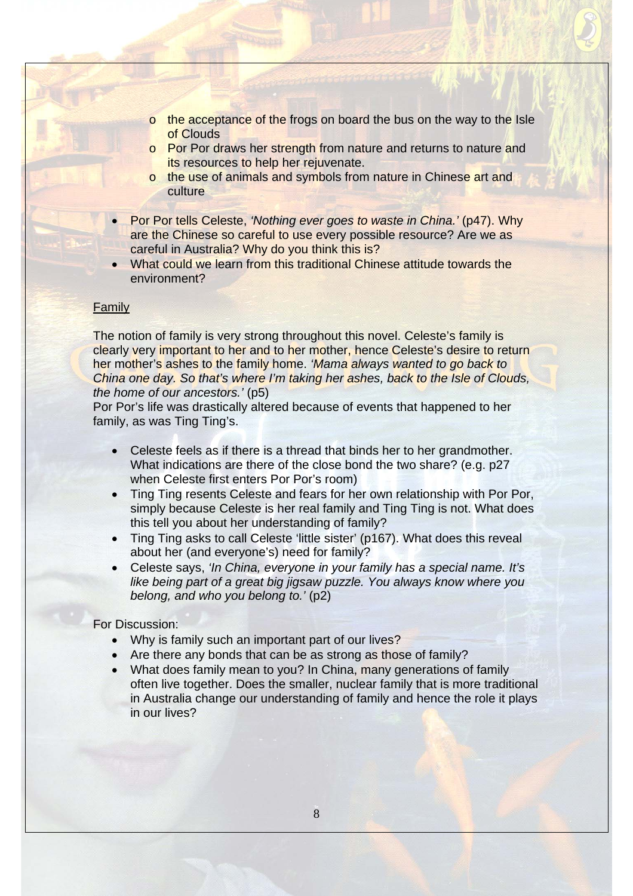- the acceptance of the frogs on board the bus on the way to the Isle of Clouds
  - Por Por draws her strength from nature and returns to nature and its resources to help her rejuvenate.
  - the use of animals and symbols from nature in Chinese art and culture

- Por Por tells Celeste, *'Nothing ever goes to waste in China.'* (p47). Why are the Chinese so careful to use every possible resource? Are we as careful in Australia? Why do you think this is?
- What could we learn from this traditional Chinese attitude towards the environment?

<u>Family</u>

The notion of family is very strong throughout this novel. Celeste's family is clearly very important to her and to her mother, hence Celeste's desire to return her mother's ashes to the family home. *'Mama always wanted to go back to China one day. So that's where I'm taking her ashes, back to the Isle of Clouds, the home of our ancestors.'* (p5)
Por Por's life was drastically altered because of events that happened to her family, as was Ting Ting's.

- Celeste feels as if there is a thread that binds her to her grandmother. What indications are there of the close bond the two share? (e.g. p27 when Celeste first enters Por Por's room)
- Ting Ting resents Celeste and fears for her own relationship with Por Por, simply because Celeste is her real family and Ting Ting is not. What does this tell you about her understanding of family?
- Ting Ting asks to call Celeste 'little sister' (p167). What does this reveal about her (and everyone's) need for family?
- Celeste says, *'In China, everyone in your family has a special name. It's like being part of a great big jigsaw puzzle. You always know where you belong, and who you belong to.'* (p2)

For Discussion:

- Why is family such an important part of our lives?
- Are there any bonds that can be as strong as those of family?
- What does family mean to you? In China, many generations of family often live together. Does the smaller, nuclear family that is more traditional in Australia change our understanding of family and hence the role it plays in our lives?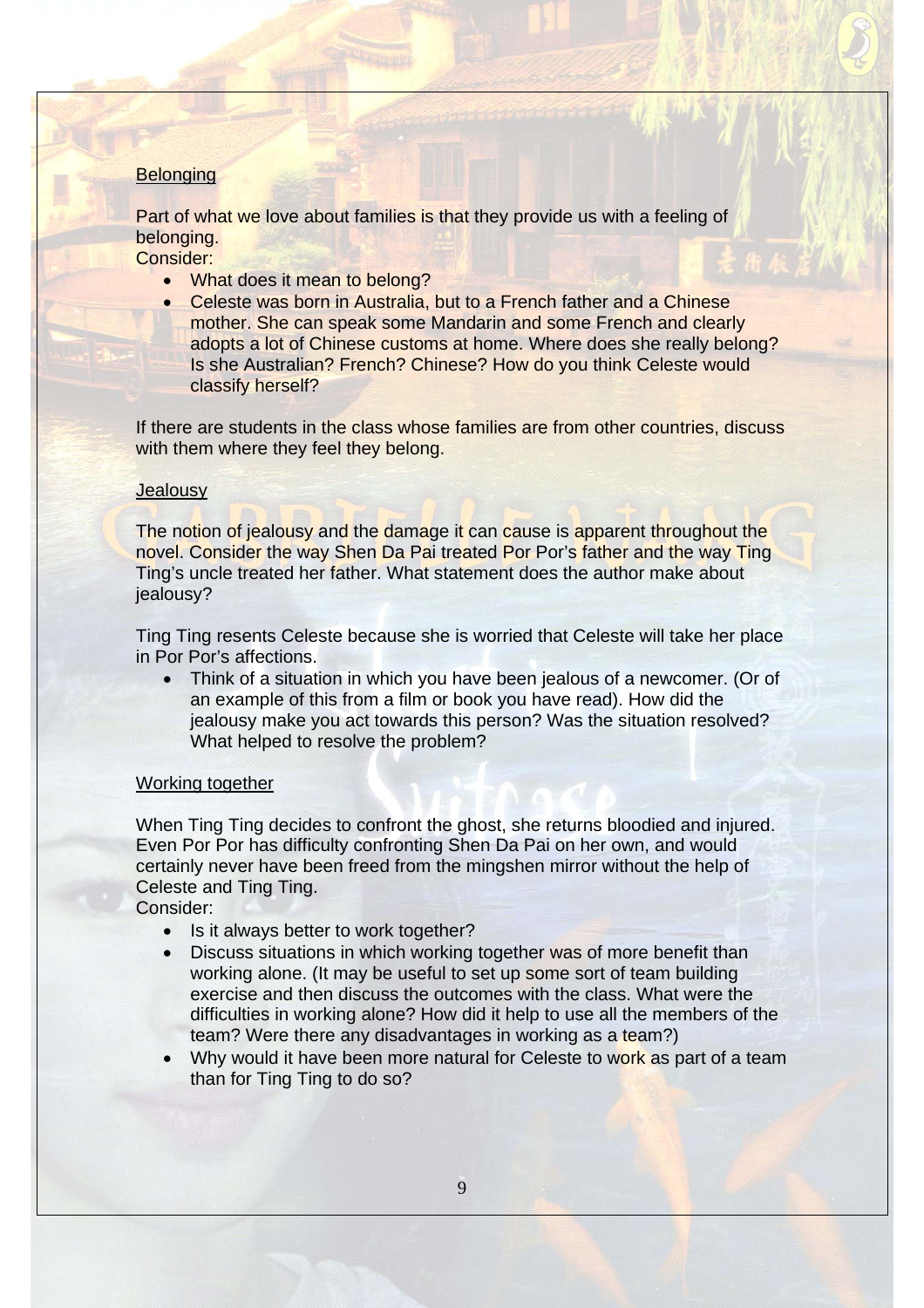## Belonging

Part of what we love about families is that they provide us with a feeling of belonging.

Consider:

- What does it mean to belong?
- Celeste was born in Australia, but to a French father and a Chinese mother. She can speak some Mandarin and some French and clearly adopts a lot of Chinese customs at home. Where does she really belong? Is she Australian? French? Chinese? How do you think Celeste would classify herself?

If there are students in the class whose families are from other countries, discuss with them where they feel they belong.

## Jealousy

The notion of jealousy and the damage it can cause is apparent throughout the novel. Consider the way Shen Da Pai treated Por Por's father and the way Ting Ting's uncle treated her father. What statement does the author make about jealousy?

Ting Ting resents Celeste because she is worried that Celeste will take her place in Por Por's affections.

- Think of a situation in which you have been jealous of a newcomer. (Or of an example of this from a film or book you have read). How did the jealousy make you act towards this person? Was the situation resolved? What helped to resolve the problem?

## Working together

When Ting Ting decides to confront the ghost, she returns bloodied and injured. Even Por Por has difficulty confronting Shen Da Pai on her own, and would certainly never have been freed from the mingshen mirror without the help of Celeste and Ting Ting.

Consider:

- Is it always better to work together?
- Discuss situations in which working together was of more benefit than working alone. (It may be useful to set up some sort of team building exercise and then discuss the outcomes with the class. What were the difficulties in working alone? How did it help to use all the members of the team? Were there any disadvantages in working as a team?)
- Why would it have been more natural for Celeste to work as part of a team than for Ting Ting to do so?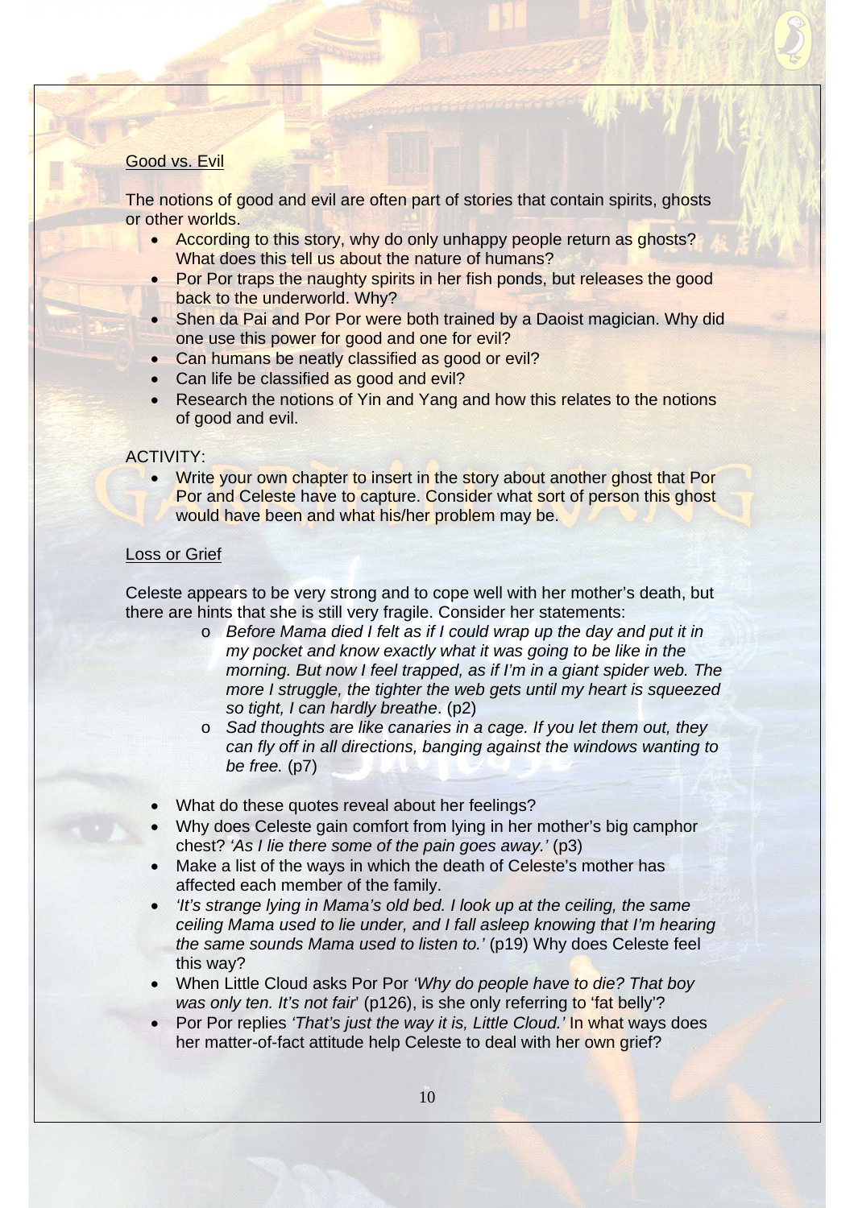Good vs. Evil

The notions of good and evil are often part of stories that contain spirits, ghosts or other worlds.

- According to this story, why do only unhappy people return as ghosts? What does this tell us about the nature of humans?
- Por Por traps the naughty spirits in her fish ponds, but releases the good back to the underworld. Why?
- Shen da Pai and Por Por were both trained by a Daoist magician. Why did one use this power for good and one for evil?
- Can humans be neatly classified as good or evil?
- Can life be classified as good and evil?
- Research the notions of Yin and Yang and how this relates to the notions of good and evil.

ACTIVITY:

- Write your own chapter to insert in the story about another ghost that Por Por and Celeste have to capture. Consider what sort of person this ghost would have been and what his/her problem may be.

Loss or Grief

Celeste appears to be very strong and to cope well with her mother's death, but there are hints that she is still very fragile. Consider her statements:

- *Before Mama died I felt as if I could wrap up the day and put it in my pocket and know exactly what it was going to be like in the morning. But now I feel trapped, as if I'm in a giant spider web. The more I struggle, the tighter the web gets until my heart is squeezed so tight, I can hardly breathe*. (p2)
- *Sad thoughts are like canaries in a cage. If you let them out, they can fly off in all directions, banging against the windows wanting to be free.* (p7)

- What do these quotes reveal about her feelings?
- Why does Celeste gain comfort from lying in her mother's big camphor chest? *'As I lie there some of the pain goes away.'* (p3)
- Make a list of the ways in which the death of Celeste's mother has affected each member of the family.
- *'It's strange lying in Mama's old bed. I look up at the ceiling, the same ceiling Mama used to lie under, and I fall asleep knowing that I'm hearing the same sounds Mama used to listen to.'* (p19) Why does Celeste feel this way?
- When Little Cloud asks Por Por *'Why do people have to die? That boy was only ten. It's not fair*' (p126), is she only referring to 'fat belly'?
- Por Por replies *'That's just the way it is, Little Cloud.'* In what ways does her matter-of-fact attitude help Celeste to deal with her own grief?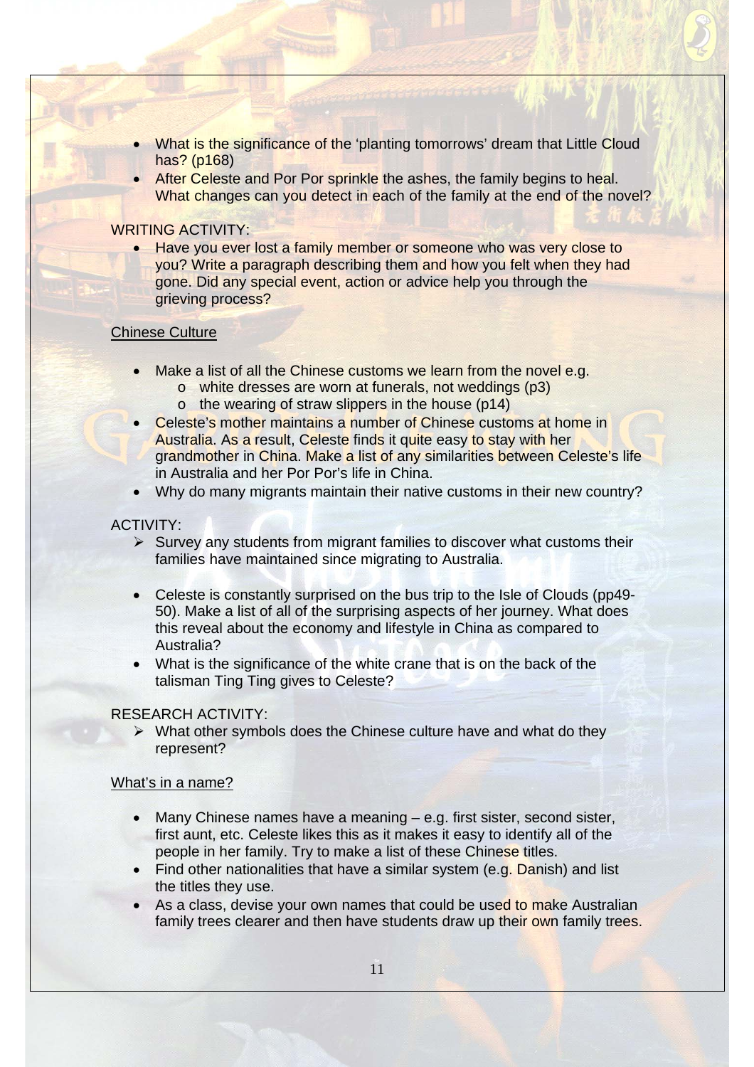- What is the significance of the 'planting tomorrows' dream that Little Cloud has? (p168)
- After Celeste and Por Por sprinkle the ashes, the family begins to heal. What changes can you detect in each of the family at the end of the novel?

WRITING ACTIVITY:

- Have you ever lost a family member or someone who was very close to you? Write a paragraph describing them and how you felt when they had gone. Did any special event, action or advice help you through the grieving process?

<u>Chinese Culture</u>

- Make a list of all the Chinese customs we learn from the novel e.g.
  - white dresses are worn at funerals, not weddings (p3)
  - the wearing of straw slippers in the house (p14)
- Celeste's mother maintains a number of Chinese customs at home in Australia. As a result, Celeste finds it quite easy to stay with her grandmother in China. Make a list of any similarities between Celeste's life in Australia and her Por Por's life in China.
- Why do many migrants maintain their native customs in their new country?

ACTIVITY:

- Survey any students from migrant families to discover what customs their families have maintained since migrating to Australia.

- Celeste is constantly surprised on the bus trip to the Isle of Clouds (pp49-50). Make a list of all of the surprising aspects of her journey. What does this reveal about the economy and lifestyle in China as compared to Australia?
- What is the significance of the white crane that is on the back of the talisman Ting Ting gives to Celeste?

RESEARCH ACTIVITY:

- What other symbols does the Chinese culture have and what do they represent?

<u>What's in a name?</u>

- Many Chinese names have a meaning – e.g. first sister, second sister, first aunt, etc. Celeste likes this as it makes it easy to identify all of the people in her family. Try to make a list of these Chinese titles.
- Find other nationalities that have a similar system (e.g. Danish) and list the titles they use.
- As a class, devise your own names that could be used to make Australian family trees clearer and then have students draw up their own family trees.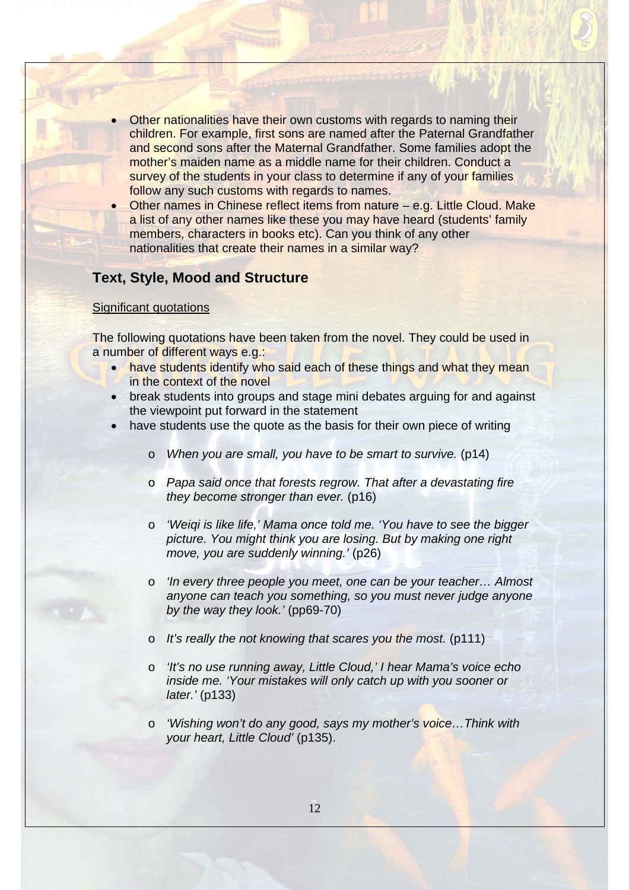- Other nationalities have their own customs with regards to naming their children. For example, first sons are named after the Paternal Grandfather and second sons after the Maternal Grandfather. Some families adopt the mother's maiden name as a middle name for their children. Conduct a survey of the students in your class to determine if any of your families follow any such customs with regards to names.
- Other names in Chinese reflect items from nature – e.g. Little Cloud. Make a list of any other names like these you may have heard (students' family members, characters in books etc). Can you think of any other nationalities that create their names in a similar way?

## Text, Style, Mood and Structure

Significant quotations

The following quotations have been taken from the novel. They could be used in a number of different ways e.g.:

- have students identify who said each of these things and what they mean in the context of the novel
- break students into groups and stage mini debates arguing for and against the viewpoint put forward in the statement
- have students use the quote as the basis for their own piece of writing
    - *When you are small, you have to be smart to survive.* (p14)
    - *Papa said once that forests regrow. That after a devastating fire they become stronger than ever.* (p16)
    - *'Weiqi is like life,' Mama once told me. 'You have to see the bigger picture. You might think you are losing. But by making one right move, you are suddenly winning.'* (p26)
    - *'In every three people you meet, one can be your teacher… Almost anyone can teach you something, so you must never judge anyone by the way they look.'* (pp69-70)
    - *It's really the not knowing that scares you the most.* (p111)
    - *'It's no use running away, Little Cloud,' I hear Mama's voice echo inside me. 'Your mistakes will only catch up with you sooner or later.'* (p133)
    - *'Wishing won't do any good, says my mother's voice…Think with your heart, Little Cloud'* (p135).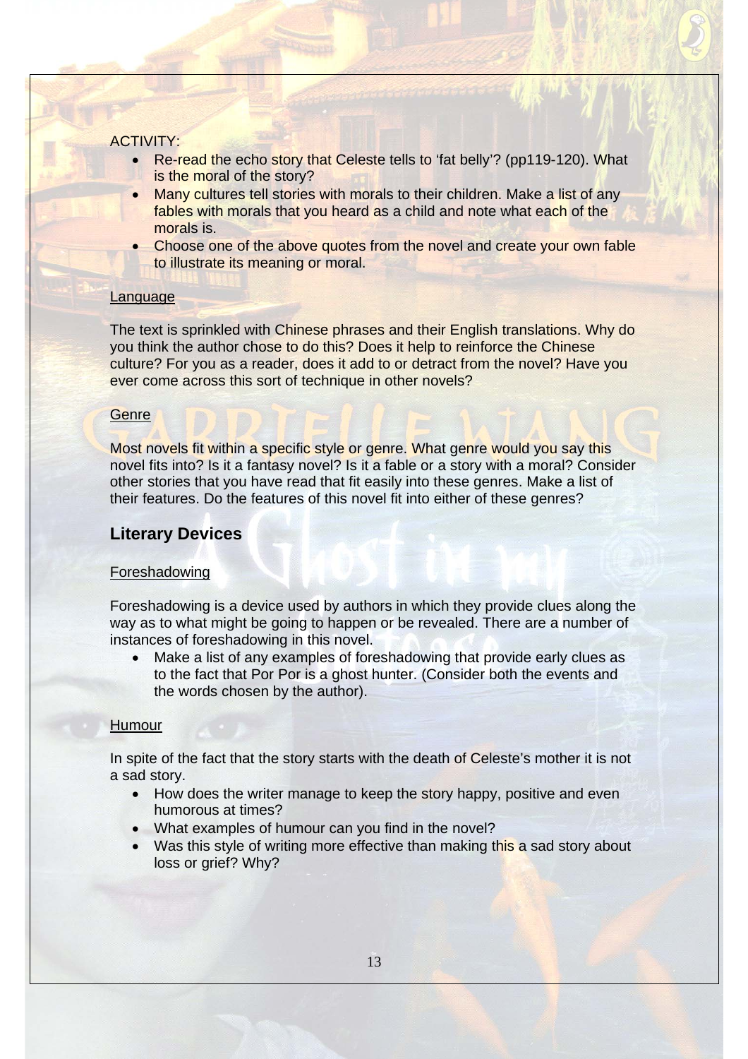ACTIVITY:

- Re-read the echo story that Celeste tells to 'fat belly'? (pp119-120). What is the moral of the story?
- Many cultures tell stories with morals to their children. Make a list of any fables with morals that you heard as a child and note what each of the morals is.
- Choose one of the above quotes from the novel and create your own fable to illustrate its meaning or moral.

Language

The text is sprinkled with Chinese phrases and their English translations. Why do you think the author chose to do this? Does it help to reinforce the Chinese culture? For you as a reader, does it add to or detract from the novel? Have you ever come across this sort of technique in other novels?

Genre

Most novels fit within a specific style or genre. What genre would you say this novel fits into? Is it a fantasy novel? Is it a fable or a story with a moral? Consider other stories that you have read that fit easily into these genres. Make a list of their features. Do the features of this novel fit into either of these genres?

## Literary Devices

Foreshadowing

Foreshadowing is a device used by authors in which they provide clues along the way as to what might be going to happen or be revealed. There are a number of instances of foreshadowing in this novel.

- Make a list of any examples of foreshadowing that provide early clues as to the fact that Por Por is a ghost hunter. (Consider both the events and the words chosen by the author).

Humour

In spite of the fact that the story starts with the death of Celeste's mother it is not a sad story.

- How does the writer manage to keep the story happy, positive and even humorous at times?
- What examples of humour can you find in the novel?
- Was this style of writing more effective than making this a sad story about loss or grief? Why?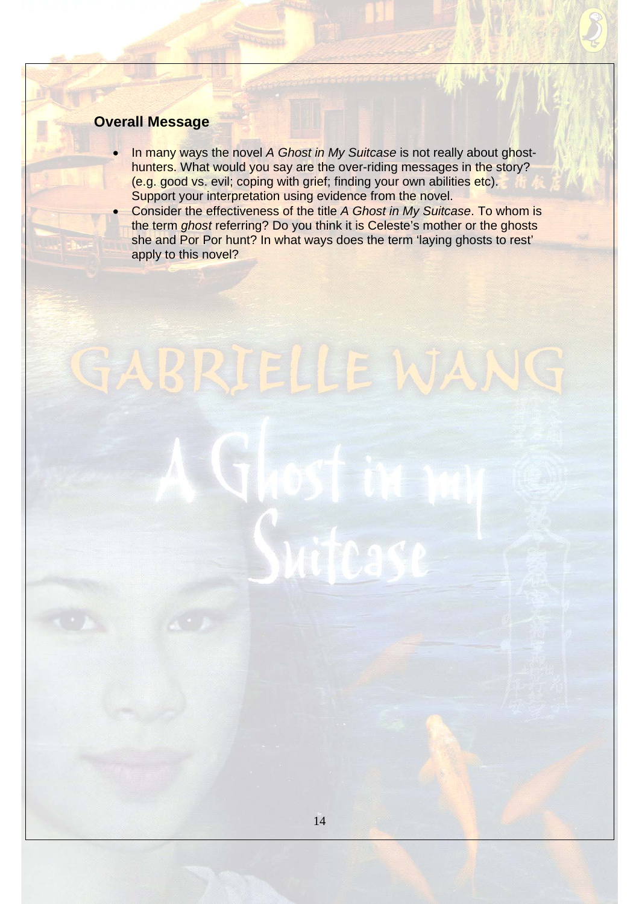## Overall Message

- In many ways the novel *A Ghost in My Suitcase* is not really about ghost-hunters. What would you say are the over-riding messages in the story? (e.g. good vs. evil; coping with grief; finding your own abilities etc). Support your interpretation using evidence from the novel.
- Consider the effectiveness of the title *A Ghost in My Suitcase*. To whom is the term *ghost* referring? Do you think it is Celeste's mother or the ghosts she and Por Por hunt? In what ways does the term 'laying ghosts to rest' apply to this novel?